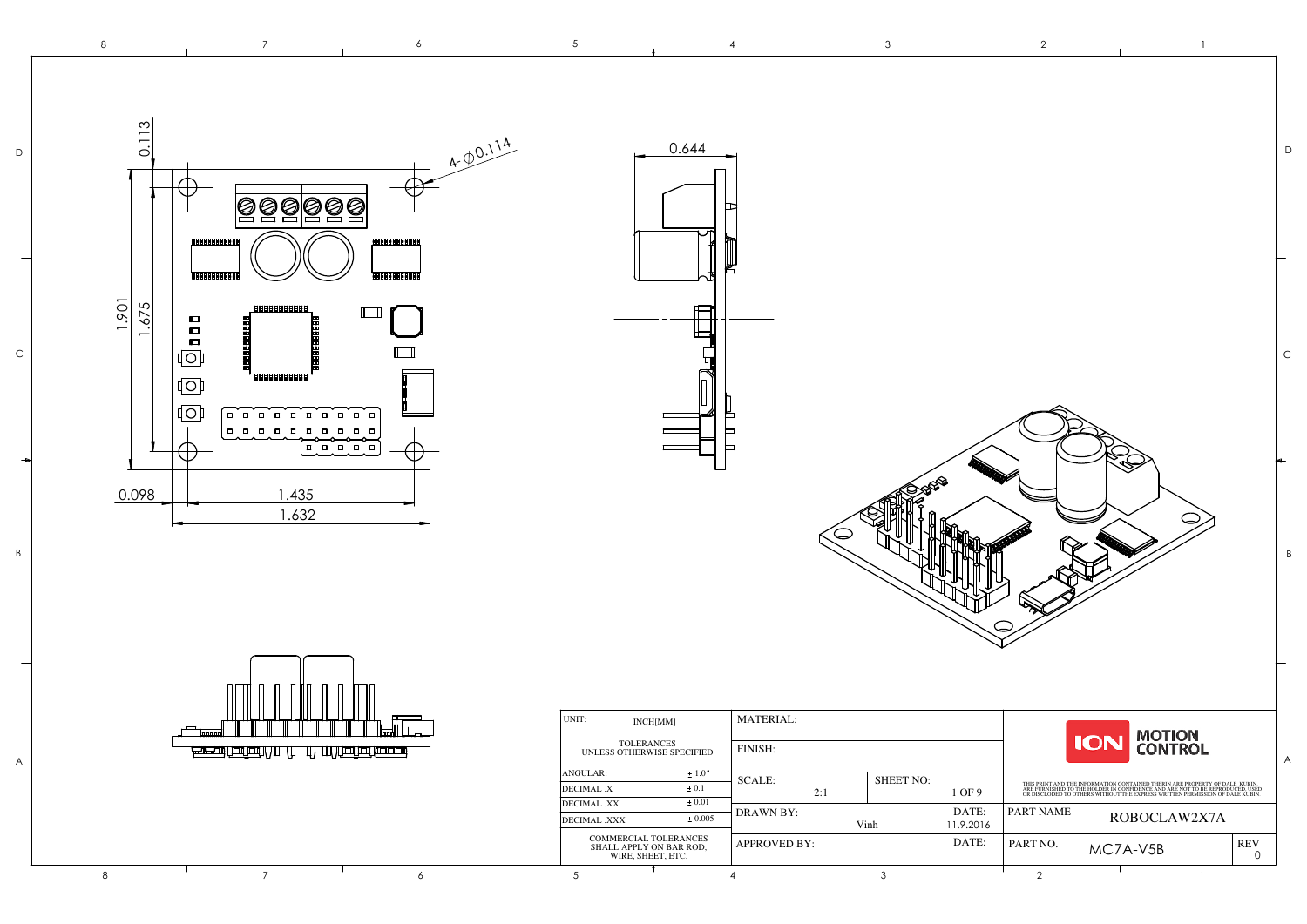0.113

4- ⌀0.114

1.901

1.675

0.098

1.435

1.632

0.644

| UNIT: | INCH[MM] |
|---|---|
| TOLERANCES UNLESS OTHERWISE SPECIFIED | |
| ANGULAR: | ± 1.0° |
| DECIMAL .X | ± 0.1 |
| DECIMAL .XX | ± 0.01 |
| DECIMAL .XXX | ± 0.005 |
| COMMERCIAL TOLERANCES SHALL APPLY ON BAR ROD, WIRE, SHEET, ETC. | |

| MATERIAL: | | |
|---|---|---|
| FINISH: | | |
| SCALE: 2:1 | SHEET NO: | 1 OF 9 |
| DRAWN BY: Vinh | | DATE: 11.9.2016 |
| APPROVED BY: | | DATE: |

ION MOTION CONTROL

THIS PRINT AND THE INFORMATION CONTAINED THEREIN ARE PROPERTY OF DALE KUBIN. ARE FURNISHED TO THE HOLDER IN CONFIDENCE AND ARE NOT TO BE REPRODUCED, USED OR DISCLOSED TO OTHERS WITHOUT THE EXPRESS WRITTEN PERMISSION OF DALE KUBIN.

| PART NAME | ROBOCLAW2X7A | |
|---|---|---|
| PART NO. | MC7A-V5B | REV 0 |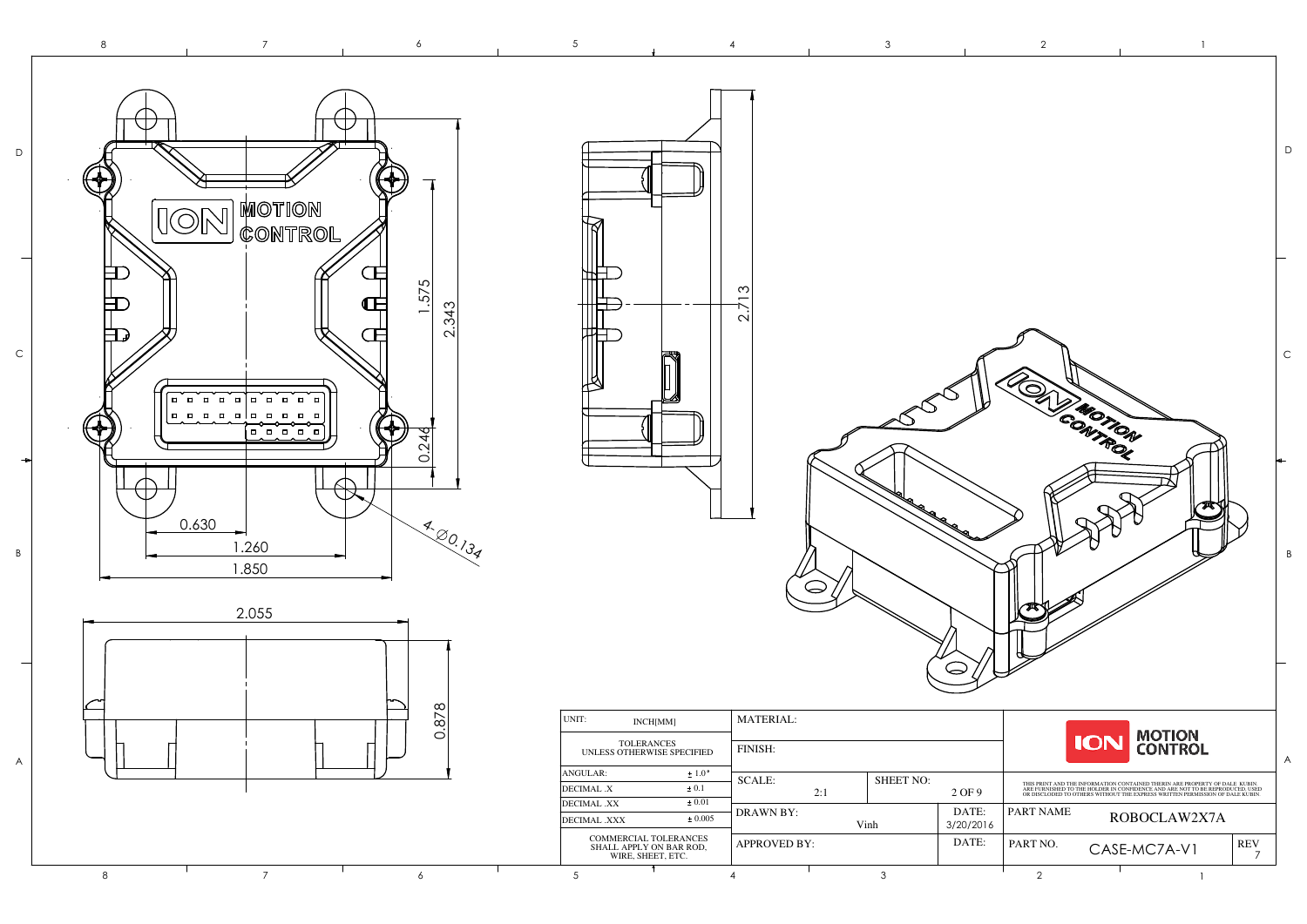ION MOTION CONTROL

1.575

2.343

0.246

4- ∅0.134

0.630

1.260

1.850

2.055

0.878

2.713

| UNIT: INCH[MM] | |
|---|---|
| TOLERANCES UNLESS OTHERWISE SPECIFIED | |
| ANGULAR: | ± 1.0° |
| DECIMAL .X | ± 0.1 |
| DECIMAL .XX | ± 0.01 |
| DECIMAL .XXX | ± 0.005 |
| COMMERCIAL TOLERANCES SHALL APPLY ON BAR ROD, WIRE, SHEET, ETC. | |

| | | |
|---|---|---|
| MATERIAL: | | |
| FINISH: | | |
| SCALE: 2:1 | SHEET NO: | 2 OF 9 |
| DRAWN BY: Vinh | | DATE: 3/20/2016 |
| APPROVED BY: | | DATE: |

ION MOTION CONTROL

THIS PRINT AND THE INFORMATION CONTAINED THEREIN ARE PROPERTY OF DALE KUBIN. ARE FURNISHED TO THE HOLDER IN CONFIDENCE AND ARE NOT TO BE REPRODUCED, USED OR DISCLOSED TO OTHERS WITHOUT THE EXPRESS WRITTEN PERMISSION OF DALE KUBIN.

| | | |
|---|---|---|
| PART NAME | ROBOCLAW2X7A | |
| PART NO. | CASE-MC7A-V1 | REV 7 |